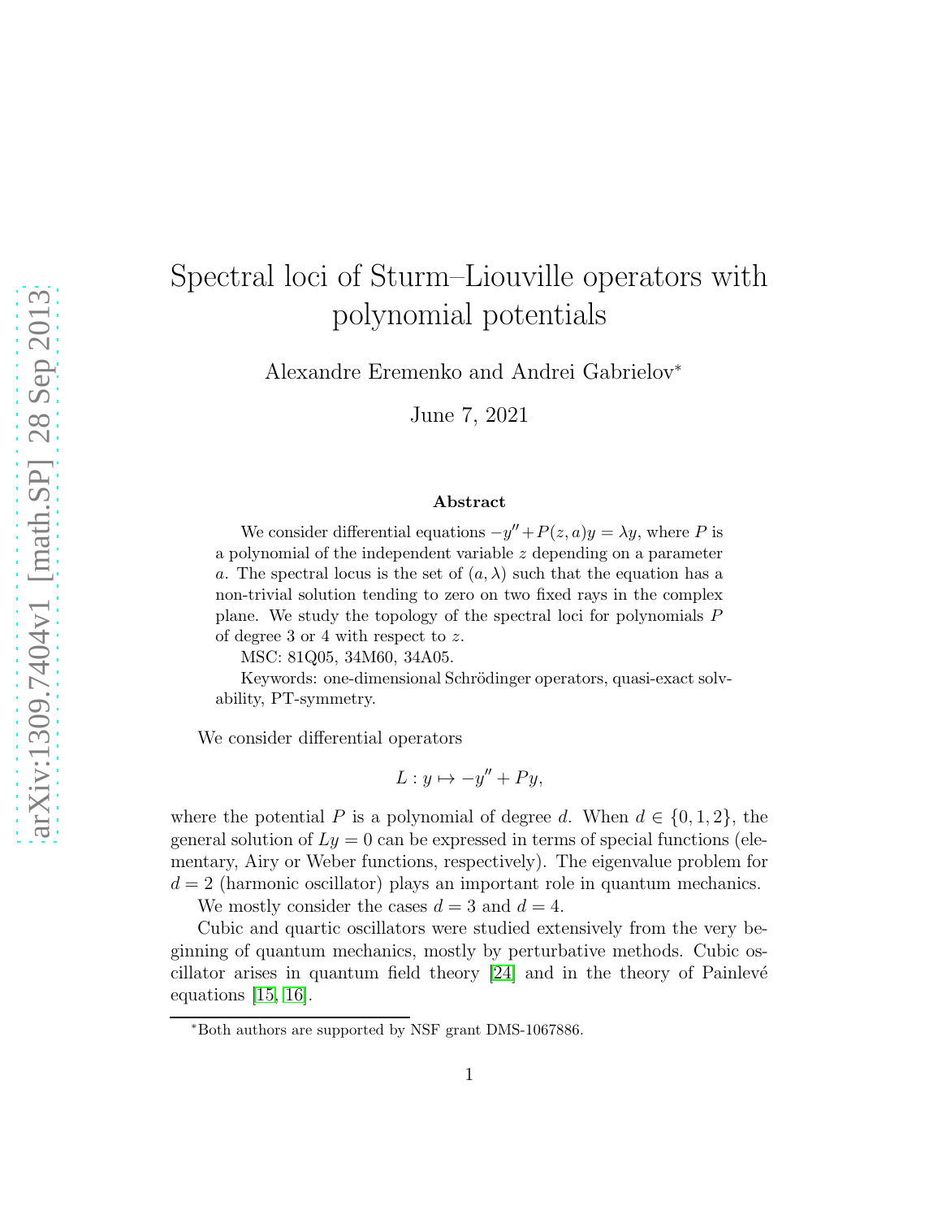# Spectral loci of Sturm–Liouville operators with polynomial potentials

Alexandre Eremenko and Andrei Gabrielov*

June 7, 2021

### Abstract

We consider differential equations $-y''+P(z,a)y=\lambda y$, where $P$ is a polynomial of the independent variable $z$ depending on a parameter $a$. The spectral locus is the set of $(a,\lambda)$ such that the equation has a non-trivial solution tending to zero on two fixed rays in the complex plane. We study the topology of the spectral loci for polynomials $P$ of degree 3 or 4 with respect to $z$.

MSC: 81Q05, 34M60, 34A05.

Keywords: one-dimensional Schrödinger operators, quasi-exact solvability, PT-symmetry.

We consider differential operators

$$L : y \mapsto -y'' + Py,$$

where the potential $P$ is a polynomial of degree $d$. When $d \in \{0, 1, 2\}$, the general solution of $Ly = 0$ can be expressed in terms of special functions (elementary, Airy or Weber functions, respectively). The eigenvalue problem for $d = 2$ (harmonic oscillator) plays an important role in quantum mechanics.

We mostly consider the cases $d = 3$ and $d = 4$.

Cubic and quartic oscillators were studied extensively from the very beginning of quantum mechanics, mostly by perturbative methods. Cubic oscillator arises in quantum field theory [24] and in the theory of Painlevé equations [15, 16].

*Both authors are supported by NSF grant DMS-1067886.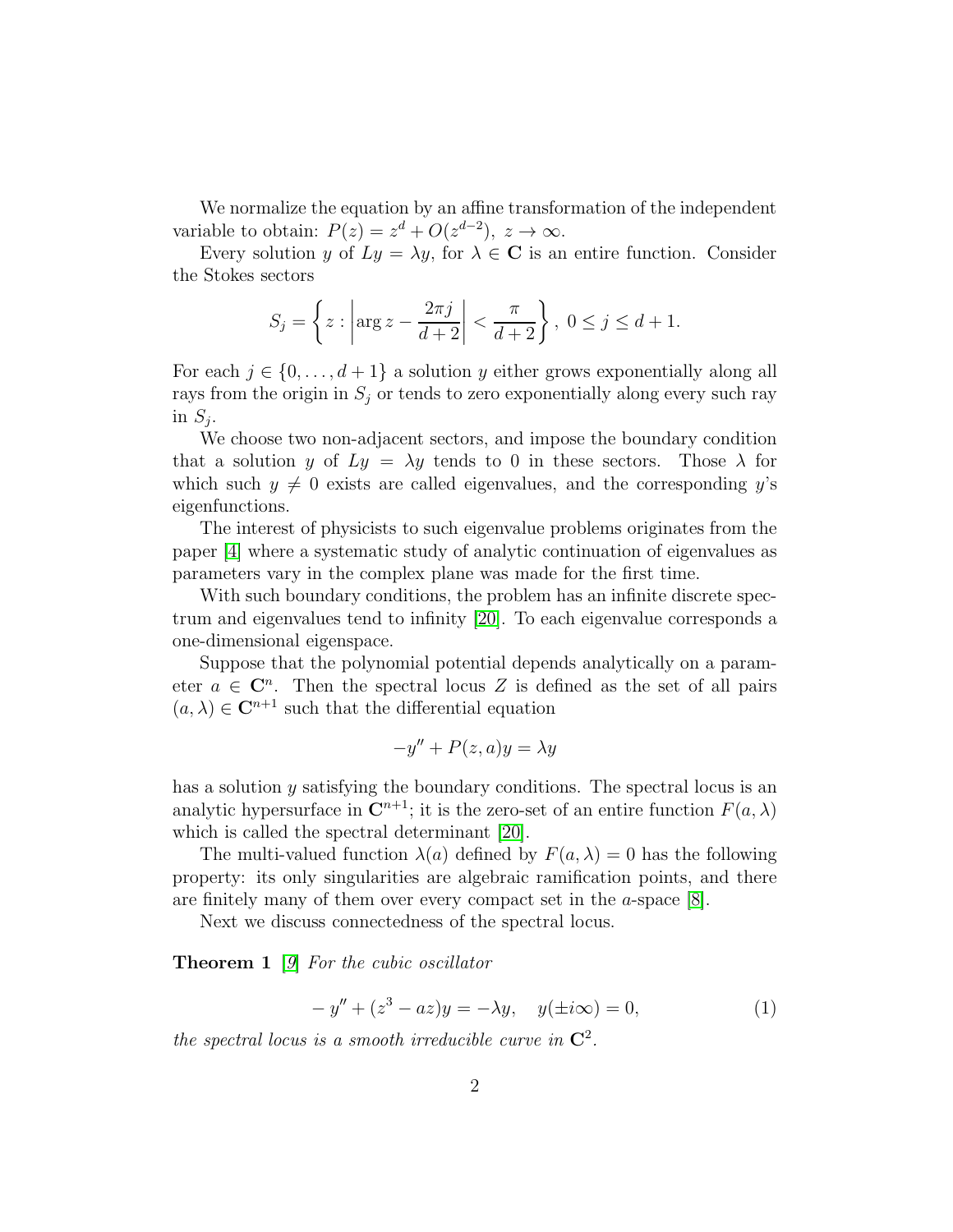We normalize the equation by an affine transformation of the independent variable to obtain: $P(z) = z^d + O(z^{d-2}),\ z \to \infty$.

Every solution $y$ of $Ly = \lambda y$, for $\lambda \in \mathbf{C}$ is an entire function. Consider the Stokes sectors

$$S_j = \left\{ z : \left| \arg z - \frac{2\pi j}{d+2} \right| < \frac{\pi}{d+2} \right\},\ 0 \le j \le d+1.$$

For each $j \in \{0, \ldots, d+1\}$ a solution $y$ either grows exponentially along all rays from the origin in $S_j$ or tends to zero exponentially along every such ray in $S_j$.

We choose two non-adjacent sectors, and impose the boundary condition that a solution $y$ of $Ly = \lambda y$ tends to 0 in these sectors. Those $\lambda$ for which such $y \neq 0$ exists are called eigenvalues, and the corresponding $y$'s eigenfunctions.

The interest of physicists to such eigenvalue problems originates from the paper [4] where a systematic study of analytic continuation of eigenvalues as parameters vary in the complex plane was made for the first time.

With such boundary conditions, the problem has an infinite discrete spectrum and eigenvalues tend to infinity [20]. To each eigenvalue corresponds a one-dimensional eigenspace.

Suppose that the polynomial potential depends analytically on a parameter $a \in \mathbf{C}^n$. Then the spectral locus $Z$ is defined as the set of all pairs $(a, \lambda) \in \mathbf{C}^{n+1}$ such that the differential equation

$$-y'' + P(z, a)y = \lambda y$$

has a solution $y$ satisfying the boundary conditions. The spectral locus is an analytic hypersurface in $\mathbf{C}^{n+1}$; it is the zero-set of an entire function $F(a, \lambda)$ which is called the spectral determinant [20].

The multi-valued function $\lambda(a)$ defined by $F(a, \lambda) = 0$ has the following property: its only singularities are algebraic ramification points, and there are finitely many of them over every compact set in the $a$-space [8].

Next we discuss connectedness of the spectral locus.

**Theorem 1** [9] *For the cubic oscillator*

$$-y'' + (z^3 - az)y = -\lambda y, \quad y(\pm i\infty) = 0, \tag{1}$$

*the spectral locus is a smooth irreducible curve in* $\mathbf{C}^2$*.*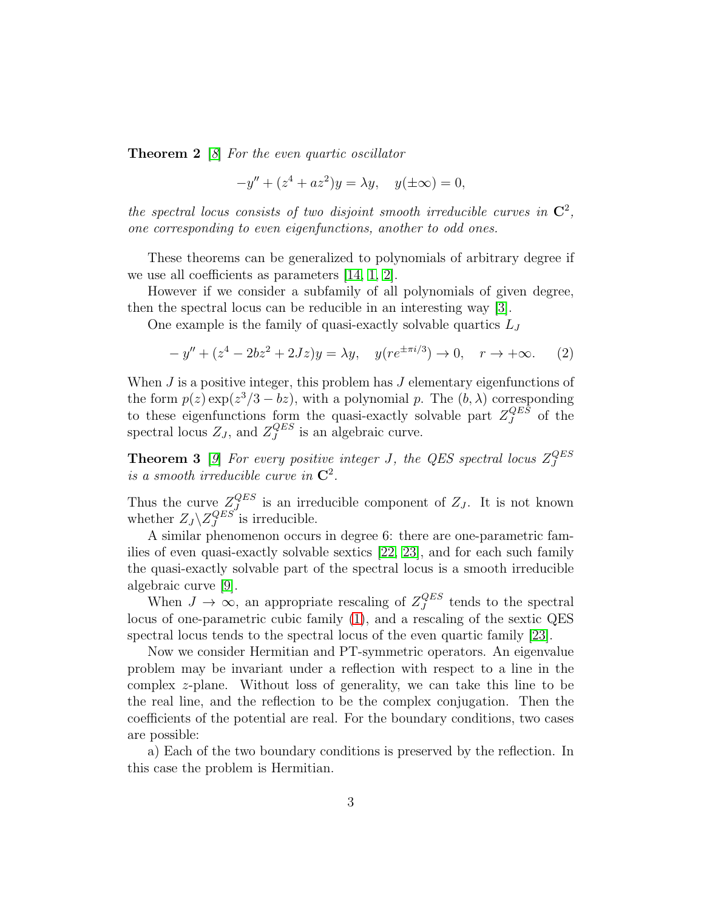**Theorem 2** [8] *For the even quartic oscillator*

$$-y'' + (z^4 + az^2)y = \lambda y, \quad y(\pm\infty) = 0,$$

*the spectral locus consists of two disjoint smooth irreducible curves in* $\mathbf{C}^2$*, one corresponding to even eigenfunctions, another to odd ones.*

These theorems can be generalized to polynomials of arbitrary degree if we use all coefficients as parameters [14, 1, 2].

However if we consider a subfamily of all polynomials of given degree, then the spectral locus can be reducible in an interesting way [3].

One example is the family of quasi-exactly solvable quartics $L_J$

$$-y'' + (z^4 - 2bz^2 + 2Jz)y = \lambda y, \quad y(re^{\pm\pi i/3}) \to 0, \quad r \to +\infty. \qquad (2)$$

When $J$ is a positive integer, this problem has $J$ elementary eigenfunctions of the form $p(z)\exp(z^3/3 - bz)$, with a polynomial $p$. The $(b, \lambda)$ corresponding to these eigenfunctions form the quasi-exactly solvable part $Z_J^{QES}$ of the spectral locus $Z_J$, and $Z_J^{QES}$ is an algebraic curve.

**Theorem 3** [9] *For every positive integer* $J$*, the QES spectral locus* $Z_J^{QES}$ *is a smooth irreducible curve in* $\mathbf{C}^2$*.*

Thus the curve $Z_J^{QES}$ is an irreducible component of $Z_J$. It is not known whether $Z_J \backslash Z_J^{QES}$ is irreducible.

A similar phenomenon occurs in degree 6: there are one-parametric families of even quasi-exactly solvable sextics [22, 23], and for each such family the quasi-exactly solvable part of the spectral locus is a smooth irreducible algebraic curve [9].

When $J \to \infty$, an appropriate rescaling of $Z_J^{QES}$ tends to the spectral locus of one-parametric cubic family (1), and a rescaling of the sextic QES spectral locus tends to the spectral locus of the even quartic family [23].

Now we consider Hermitian and PT-symmetric operators. An eigenvalue problem may be invariant under a reflection with respect to a line in the complex $z$-plane. Without loss of generality, we can take this line to be the real line, and the reflection to be the complex conjugation. Then the coefficients of the potential are real. For the boundary conditions, two cases are possible:

a) Each of the two boundary conditions is preserved by the reflection. In this case the problem is Hermitian.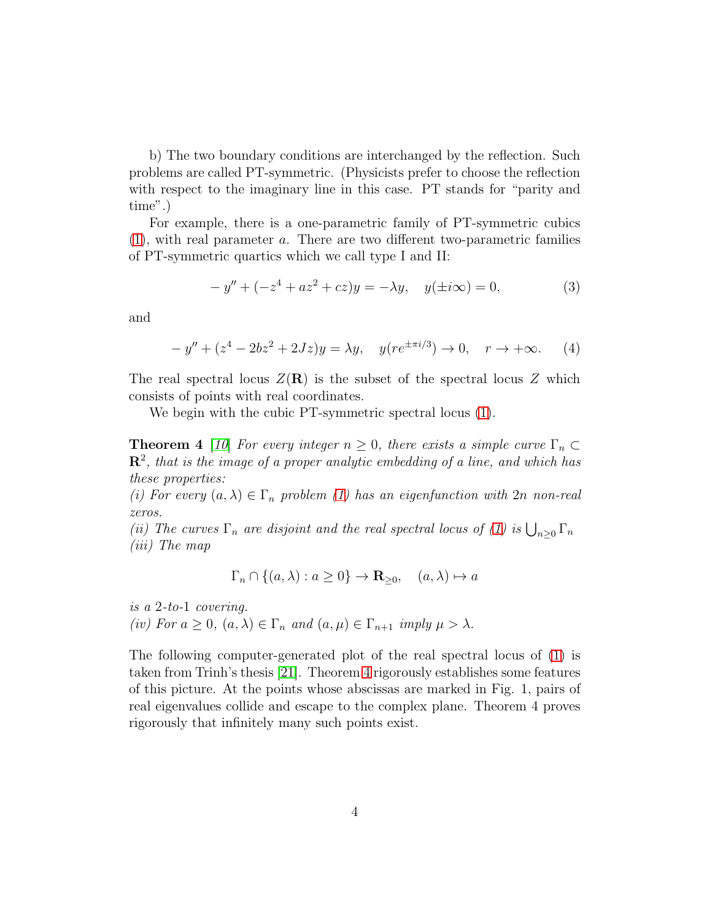b) The two boundary conditions are interchanged by the reflection. Such problems are called PT-symmetric. (Physicists prefer to choose the reflection with respect to the imaginary line in this case. PT stands for "parity and time".)

For example, there is a one-parametric family of PT-symmetric cubics (1), with real parameter $a$. There are two different two-parametric families of PT-symmetric quartics which we call type I and II:

$$-y'' + (-z^4 + az^2 + cz)y = -\lambda y, \quad y(\pm i\infty) = 0, \tag{3}$$

and

$$-y'' + (z^4 - 2bz^2 + 2Jz)y = \lambda y, \quad y(re^{\pm \pi i/3}) \to 0, \quad r \to +\infty. \tag{4}$$

The real spectral locus $Z(\mathbf{R})$ is the subset of the spectral locus $Z$ which consists of points with real coordinates.

We begin with the cubic PT-symmetric spectral locus (1).

**Theorem 4** [10] *For every integer $n \geq 0$, there exists a simple curve $\Gamma_n \subset \mathbf{R}^2$, that is the image of a proper analytic embedding of a line, and which has these properties:*
*(i) For every $(a, \lambda) \in \Gamma_n$ problem (1) has an eigenfunction with $2n$ non-real zeros.*
*(ii) The curves $\Gamma_n$ are disjoint and the real spectral locus of (1) is $\bigcup_{n \geq 0} \Gamma_n$*
*(iii) The map*

$$\Gamma_n \cap \{(a, \lambda) : a \geq 0\} \to \mathbf{R}_{\geq 0}, \quad (a, \lambda) \mapsto a$$

*is a 2-to-1 covering.*
*(iv) For $a \geq 0$, $(a, \lambda) \in \Gamma_n$ and $(a, \mu) \in \Gamma_{n+1}$ imply $\mu > \lambda$.*

The following computer-generated plot of the real spectral locus of (1) is taken from Trinh's thesis [21]. Theorem 4 rigorously establishes some features of this picture. At the points whose abscissas are marked in Fig. 1, pairs of real eigenvalues collide and escape to the complex plane. Theorem 4 proves rigorously that infinitely many such points exist.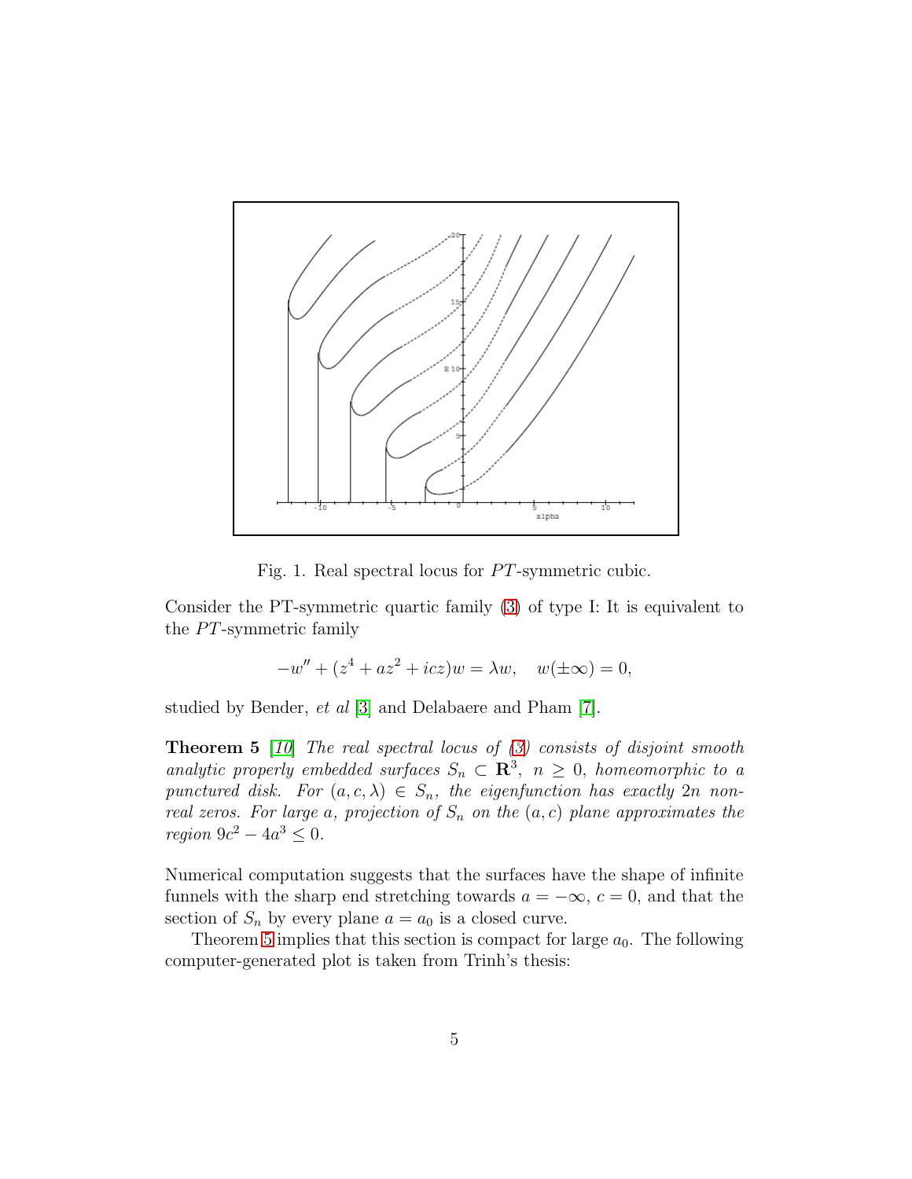Fig. 1. Real spectral locus for $PT$-symmetric cubic.

Consider the PT-symmetric quartic family (3) of type I: It is equivalent to the $PT$-symmetric family

$$-w'' + (z^4 + az^2 + icz)w = \lambda w, \quad w(\pm\infty) = 0,$$

studied by Bender, *et al* [3] and Delabaere and Pham [7].

**Theorem 5** [10] *The real spectral locus of (3) consists of disjoint smooth analytic properly embedded surfaces $S_n \subset \mathbf{R}^3$, $n \geq 0$, homeomorphic to a punctured disk. For $(a, c, \lambda) \in S_n$, the eigenfunction has exactly $2n$ non-real zeros. For large $a$, projection of $S_n$ on the $(a, c)$ plane approximates the region $9c^2 - 4a^3 \leq 0$.*

Numerical computation suggests that the surfaces have the shape of infinite funnels with the sharp end stretching towards $a = -\infty$, $c = 0$, and that the section of $S_n$ by every plane $a = a_0$ is a closed curve.

Theorem 5 implies that this section is compact for large $a_0$. The following computer-generated plot is taken from Trinh's thesis: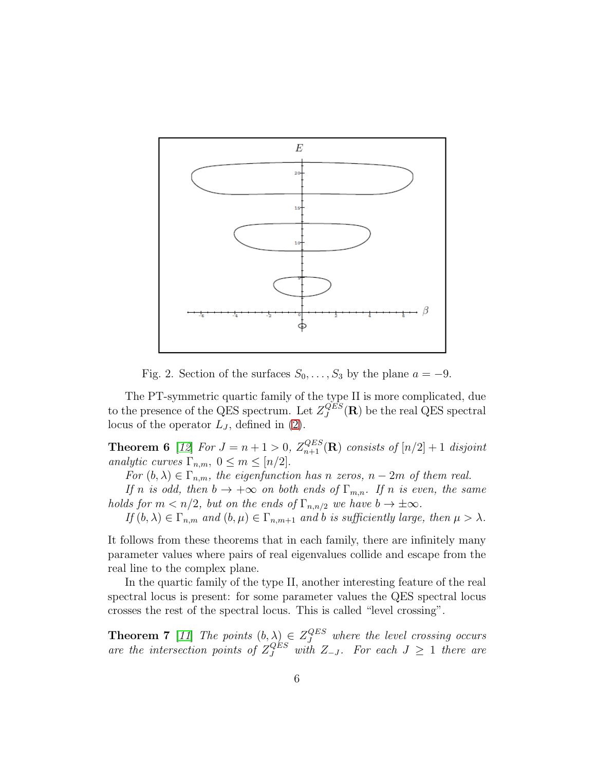Fig. 2. Section of the surfaces $S_0, \ldots, S_3$ by the plane $a = -9$.

The PT-symmetric quartic family of the type II is more complicated, due to the presence of the QES spectrum. Let $Z_J^{QES}(\mathbf{R})$ be the real QES spectral locus of the operator $L_J$, defined in (2).

**Theorem 6** [12] *For $J = n + 1 > 0$, $Z_{n+1}^{QES}(\mathbf{R})$ consists of $[n/2] + 1$ disjoint analytic curves $\Gamma_{n,m}$, $0 \leq m \leq [n/2]$.*

*For $(b, \lambda) \in \Gamma_{n,m}$, the eigenfunction has $n$ zeros, $n - 2m$ of them real.*

*If $n$ is odd, then $b \to +\infty$ on both ends of $\Gamma_{m,n}$. If $n$ is even, the same holds for $m < n/2$, but on the ends of $\Gamma_{n,n/2}$ we have $b \to \pm\infty$.*

*If $(b, \lambda) \in \Gamma_{n,m}$ and $(b, \mu) \in \Gamma_{n,m+1}$ and $b$ is sufficiently large, then $\mu > \lambda$.*

It follows from these theorems that in each family, there are infinitely many parameter values where pairs of real eigenvalues collide and escape from the real line to the complex plane.

In the quartic family of the type II, another interesting feature of the real spectral locus is present: for some parameter values the QES spectral locus crosses the rest of the spectral locus. This is called "level crossing".

**Theorem 7** [11] *The points $(b, \lambda) \in Z_J^{QES}$ where the level crossing occurs are the intersection points of $Z_J^{QES}$ with $Z_{-J}$. For each $J \geq 1$ there are*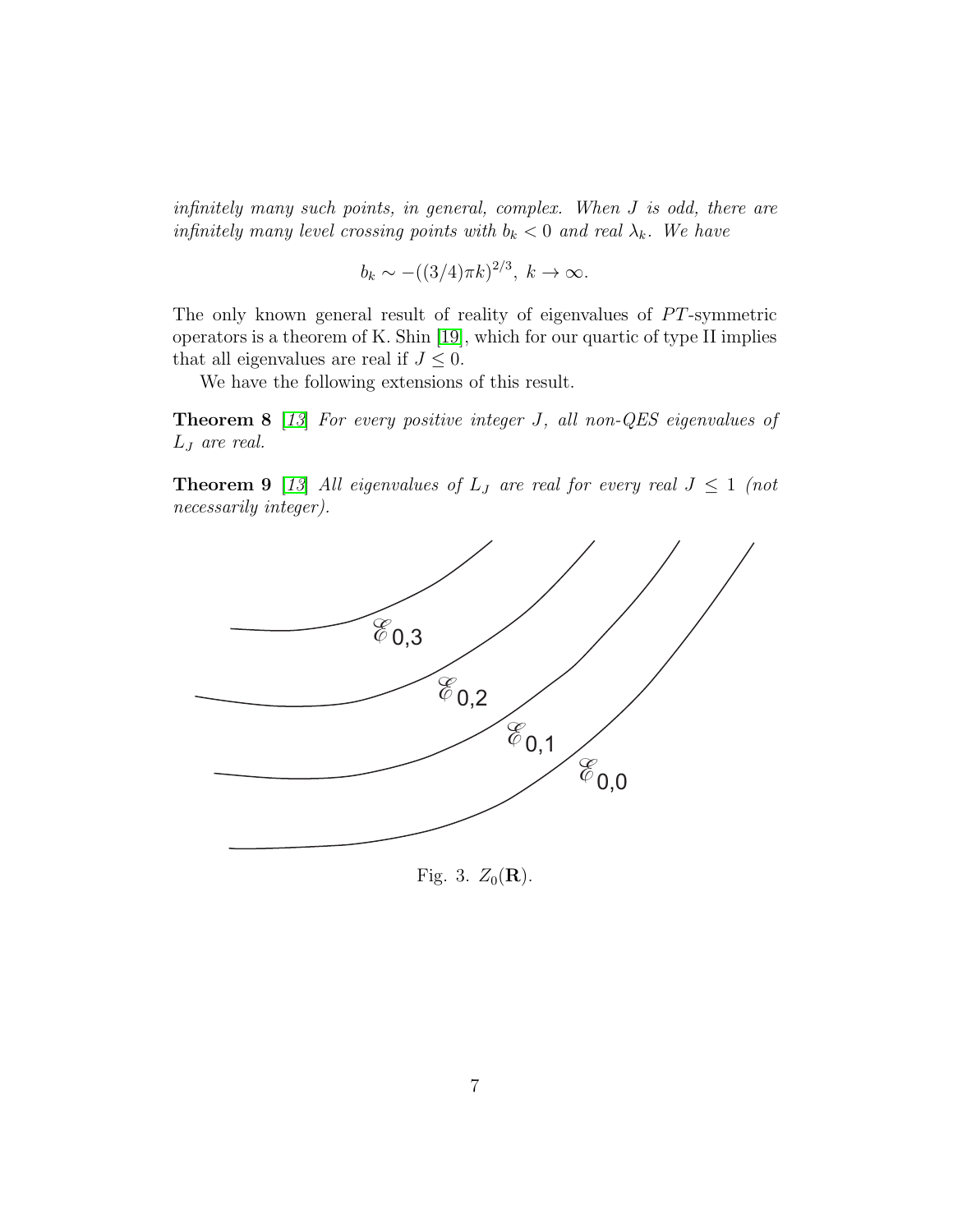*infinitely many such points, in general, complex. When J is odd, there are infinitely many level crossing points with $b_k < 0$ and real $\lambda_k$. We have*

$$b_k \sim -((3/4)\pi k)^{2/3}, \; k \to \infty.$$

The only known general result of reality of eigenvalues of $PT$-symmetric operators is a theorem of K. Shin [19], which for our quartic of type II implies that all eigenvalues are real if $J \leq 0$.

We have the following extensions of this result.

**Theorem 8** [13] *For every positive integer $J$, all non-QES eigenvalues of $L_J$ are real.*

**Theorem 9** [13] *All eigenvalues of $L_J$ are real for every real $J \leq 1$ (not necessarily integer).*

Fig. 3. $Z_0(\mathbf{R})$.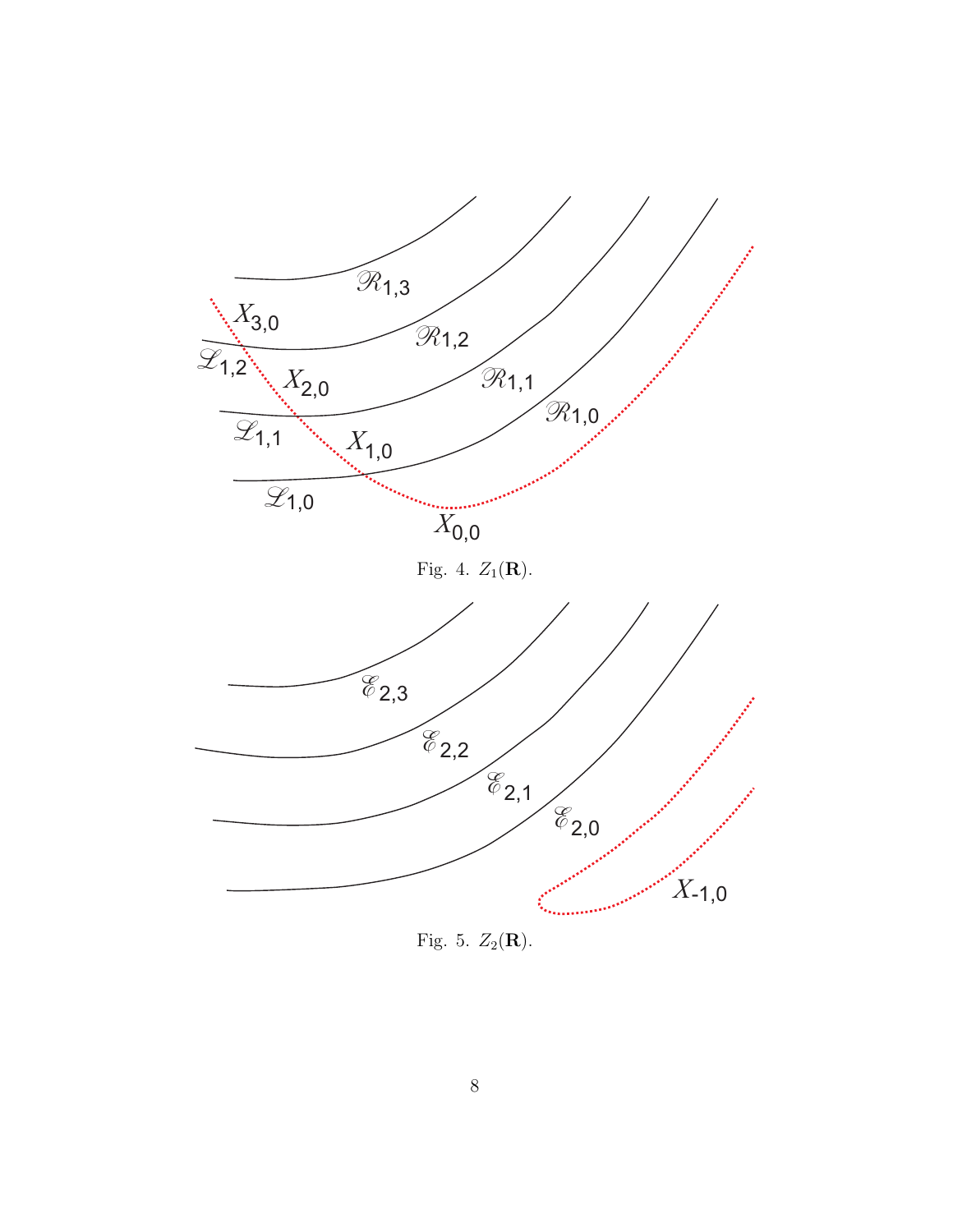Fig. 4. $Z_1(\mathbf{R})$.

Fig. 5. $Z_2(\mathbf{R})$.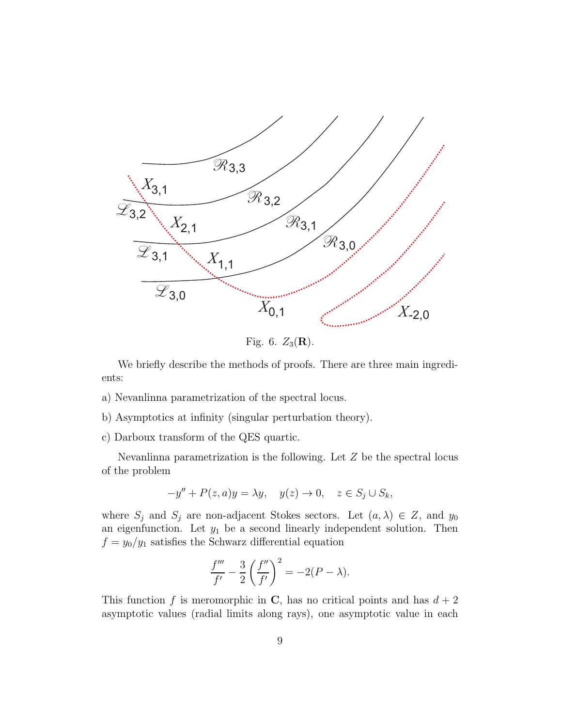Fig. 6. $Z_3(\mathbf{R})$.

We briefly describe the methods of proofs. There are three main ingredients:

a) Nevanlinna parametrization of the spectral locus.

b) Asymptotics at infinity (singular perturbation theory).

c) Darboux transform of the QES quartic.

Nevanlinna parametrization is the following. Let $Z$ be the spectral locus of the problem

$$-y'' + P(z,a)y = \lambda y, \quad y(z) \to 0, \quad z \in S_j \cup S_k,$$

where $S_j$ and $S_j$ are non-adjacent Stokes sectors. Let $(a, \lambda) \in Z$, and $y_0$ an eigenfunction. Let $y_1$ be a second linearly independent solution. Then $f = y_0/y_1$ satisfies the Schwarz differential equation

$$\frac{f'''}{f'} - \frac{3}{2}\left(\frac{f''}{f'}\right)^2 = -2(P - \lambda).$$

This function $f$ is meromorphic in $\mathbf{C}$, has no critical points and has $d + 2$ asymptotic values (radial limits along rays), one asymptotic value in each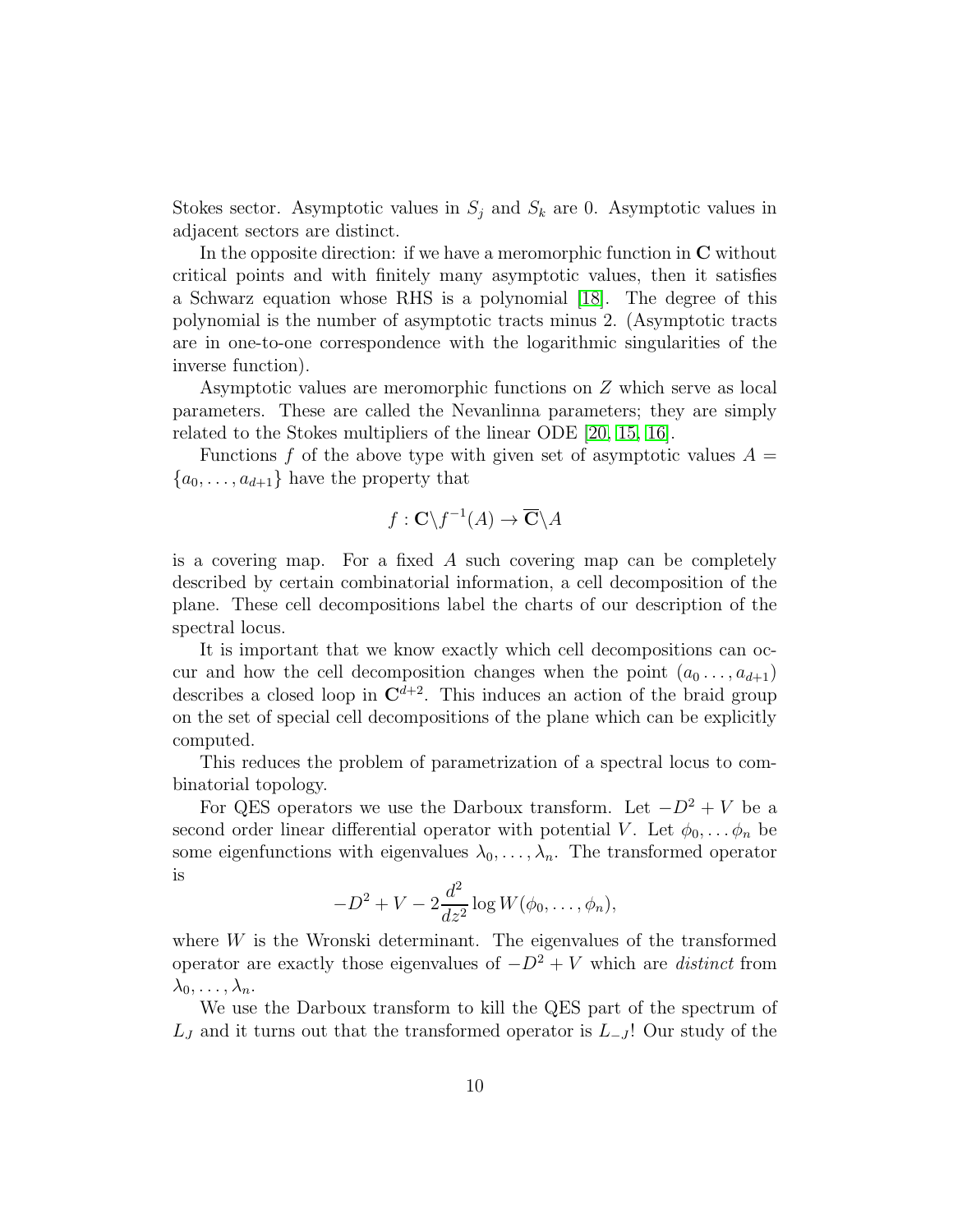Stokes sector. Asymptotic values in $S_j$ and $S_k$ are 0. Asymptotic values in adjacent sectors are distinct.

In the opposite direction: if we have a meromorphic function in $\mathbf{C}$ without critical points and with finitely many asymptotic values, then it satisfies a Schwarz equation whose RHS is a polynomial [18]. The degree of this polynomial is the number of asymptotic tracts minus 2. (Asymptotic tracts are in one-to-one correspondence with the logarithmic singularities of the inverse function).

Asymptotic values are meromorphic functions on $Z$ which serve as local parameters. These are called the Nevanlinna parameters; they are simply related to the Stokes multipliers of the linear ODE [20, 15, 16].

Functions $f$ of the above type with given set of asymptotic values $A = \{a_0, \ldots, a_{d+1}\}$ have the property that

$$f : \mathbf{C} \backslash f^{-1}(A) \to \overline{\mathbf{C}} \backslash A$$

is a covering map. For a fixed $A$ such covering map can be completely described by certain combinatorial information, a cell decomposition of the plane. These cell decompositions label the charts of our description of the spectral locus.

It is important that we know exactly which cell decompositions can occur and how the cell decomposition changes when the point $(a_0 \ldots, a_{d+1})$ describes a closed loop in $\mathbf{C}^{d+2}$. This induces an action of the braid group on the set of special cell decompositions of the plane which can be explicitly computed.

This reduces the problem of parametrization of a spectral locus to combinatorial topology.

For QES operators we use the Darboux transform. Let $-D^2 + V$ be a second order linear differential operator with potential $V$. Let $\phi_0, \ldots \phi_n$ be some eigenfunctions with eigenvalues $\lambda_0, \ldots, \lambda_n$. The transformed operator is

$$-D^2 + V - 2\frac{d^2}{dz^2} \log W(\phi_0, \ldots, \phi_n),$$

where $W$ is the Wronski determinant. The eigenvalues of the transformed operator are exactly those eigenvalues of $-D^2 + V$ which are *distinct* from $\lambda_0, \ldots, \lambda_n$.

We use the Darboux transform to kill the QES part of the spectrum of $L_J$ and it turns out that the transformed operator is $L_{-J}$! Our study of the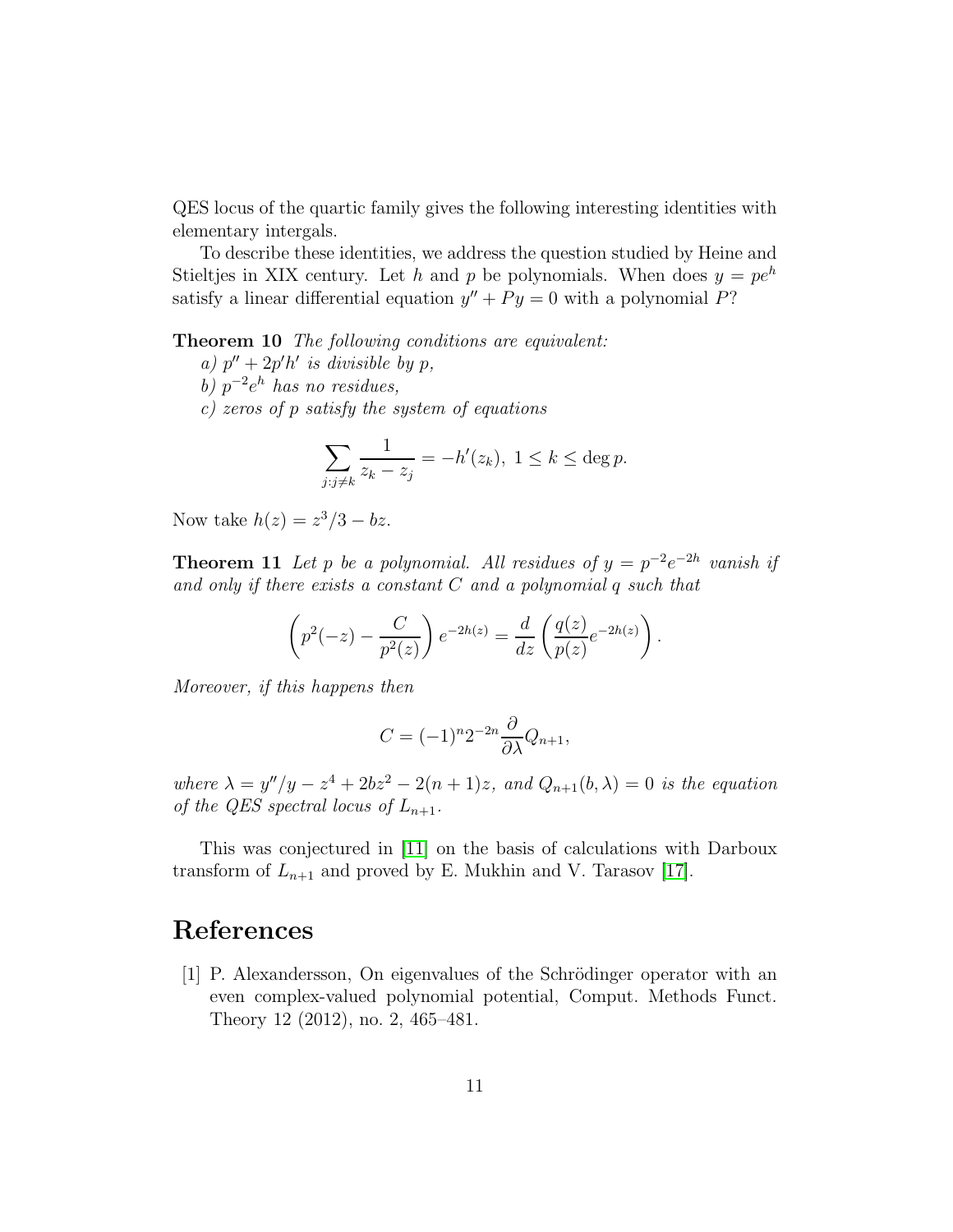QES locus of the quartic family gives the following interesting identities with elementary intergals.

To describe these identities, we address the question studied by Heine and Stieltjes in XIX century. Let $h$ and $p$ be polynomials. When does $y = pe^h$ satisfy a linear differential equation $y'' + Py = 0$ with a polynomial $P$?

**Theorem 10** *The following conditions are equivalent:*
*a)* $p'' + 2p'h'$ *is divisible by* $p$,
*b)* $p^{-2}e^h$ *has no residues,*
*c) zeros of* $p$ *satisfy the system of equations*

$$\sum_{j:j\neq k} \frac{1}{z_k - z_j} = -h'(z_k),\ 1 \leq k \leq \deg p.$$

Now take $h(z) = z^3/3 - bz$.

**Theorem 11** *Let* $p$ *be a polynomial. All residues of* $y = p^{-2}e^{-2h}$ *vanish if and only if there exists a constant* $C$ *and a polynomial* $q$ *such that*

$$\left(p^2(-z) - \frac{C}{p^2(z)}\right) e^{-2h(z)} = \frac{d}{dz}\left(\frac{q(z)}{p(z)}e^{-2h(z)}\right).$$

*Moreover, if this happens then*

$$C = (-1)^n 2^{-2n} \frac{\partial}{\partial \lambda} Q_{n+1},$$

*where* $\lambda = y''/y - z^4 + 2bz^2 - 2(n+1)z$, *and* $Q_{n+1}(b, \lambda) = 0$ *is the equation of the QES spectral locus of* $L_{n+1}$.

This was conjectured in [11] on the basis of calculations with Darboux transform of $L_{n+1}$ and proved by E. Mukhin and V. Tarasov [17].

# References

[1] P. Alexandersson, On eigenvalues of the Schrödinger operator with an even complex-valued polynomial potential, Comput. Methods Funct. Theory 12 (2012), no. 2, 465–481.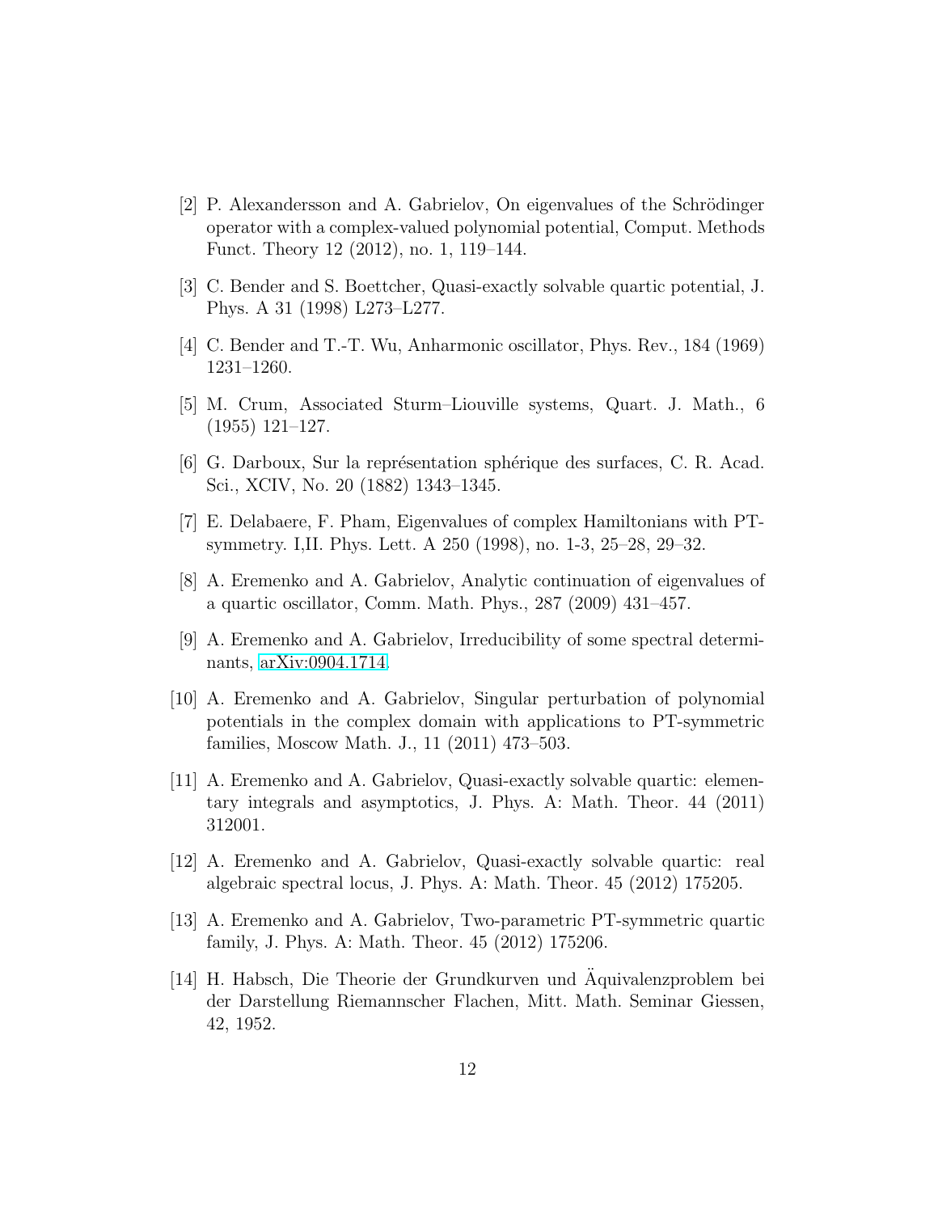[2] P. Alexandersson and A. Gabrielov, On eigenvalues of the Schrödinger operator with a complex-valued polynomial potential, Comput. Methods Funct. Theory 12 (2012), no. 1, 119–144.

[3] C. Bender and S. Boettcher, Quasi-exactly solvable quartic potential, J. Phys. A 31 (1998) L273–L277.

[4] C. Bender and T.-T. Wu, Anharmonic oscillator, Phys. Rev., 184 (1969) 1231–1260.

[5] M. Crum, Associated Sturm–Liouville systems, Quart. J. Math., 6 (1955) 121–127.

[6] G. Darboux, Sur la représentation sphérique des surfaces, C. R. Acad. Sci., XCIV, No. 20 (1882) 1343–1345.

[7] E. Delabaere, F. Pham, Eigenvalues of complex Hamiltonians with PT-symmetry. I,II. Phys. Lett. A 250 (1998), no. 1-3, 25–28, 29–32.

[8] A. Eremenko and A. Gabrielov, Analytic continuation of eigenvalues of a quartic oscillator, Comm. Math. Phys., 287 (2009) 431–457.

[9] A. Eremenko and A. Gabrielov, Irreducibility of some spectral determinants, arXiv:0904.1714.

[10] A. Eremenko and A. Gabrielov, Singular perturbation of polynomial potentials in the complex domain with applications to PT-symmetric families, Moscow Math. J., 11 (2011) 473–503.

[11] A. Eremenko and A. Gabrielov, Quasi-exactly solvable quartic: elementary integrals and asymptotics, J. Phys. A: Math. Theor. 44 (2011) 312001.

[12] A. Eremenko and A. Gabrielov, Quasi-exactly solvable quartic: real algebraic spectral locus, J. Phys. A: Math. Theor. 45 (2012) 175205.

[13] A. Eremenko and A. Gabrielov, Two-parametric PT-symmetric quartic family, J. Phys. A: Math. Theor. 45 (2012) 175206.

[14] H. Habsch, Die Theorie der Grundkurven und Äquivalenzproblem bei der Darstellung Riemannscher Flachen, Mitt. Math. Seminar Giessen, 42, 1952.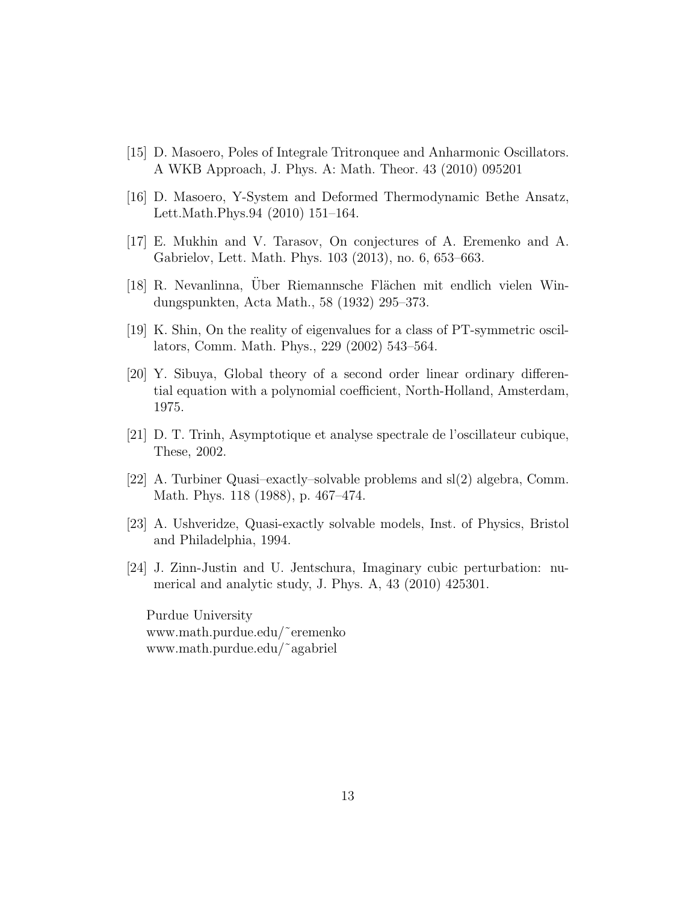[15] D. Masoero, Poles of Integrale Tritronquee and Anharmonic Oscillators. A WKB Approach, J. Phys. A: Math. Theor. 43 (2010) 095201

[16] D. Masoero, Y-System and Deformed Thermodynamic Bethe Ansatz, Lett.Math.Phys.94 (2010) 151–164.

[17] E. Mukhin and V. Tarasov, On conjectures of A. Eremenko and A. Gabrielov, Lett. Math. Phys. 103 (2013), no. 6, 653–663.

[18] R. Nevanlinna, Über Riemannsche Flächen mit endlich vielen Windungspunkten, Acta Math., 58 (1932) 295–373.

[19] K. Shin, On the reality of eigenvalues for a class of PT-symmetric oscillators, Comm. Math. Phys., 229 (2002) 543–564.

[20] Y. Sibuya, Global theory of a second order linear ordinary differential equation with a polynomial coefficient, North-Holland, Amsterdam, 1975.

[21] D. T. Trinh, Asymptotique et analyse spectrale de l'oscillateur cubique, These, 2002.

[22] A. Turbiner Quasi–exactly–solvable problems and sl(2) algebra, Comm. Math. Phys. 118 (1988), p. 467–474.

[23] A. Ushveridze, Quasi-exactly solvable models, Inst. of Physics, Bristol and Philadelphia, 1994.

[24] J. Zinn-Justin and U. Jentschura, Imaginary cubic perturbation: numerical and analytic study, J. Phys. A, 43 (2010) 425301.

Purdue University
www.math.purdue.edu/~eremenko
www.math.purdue.edu/~agabriel